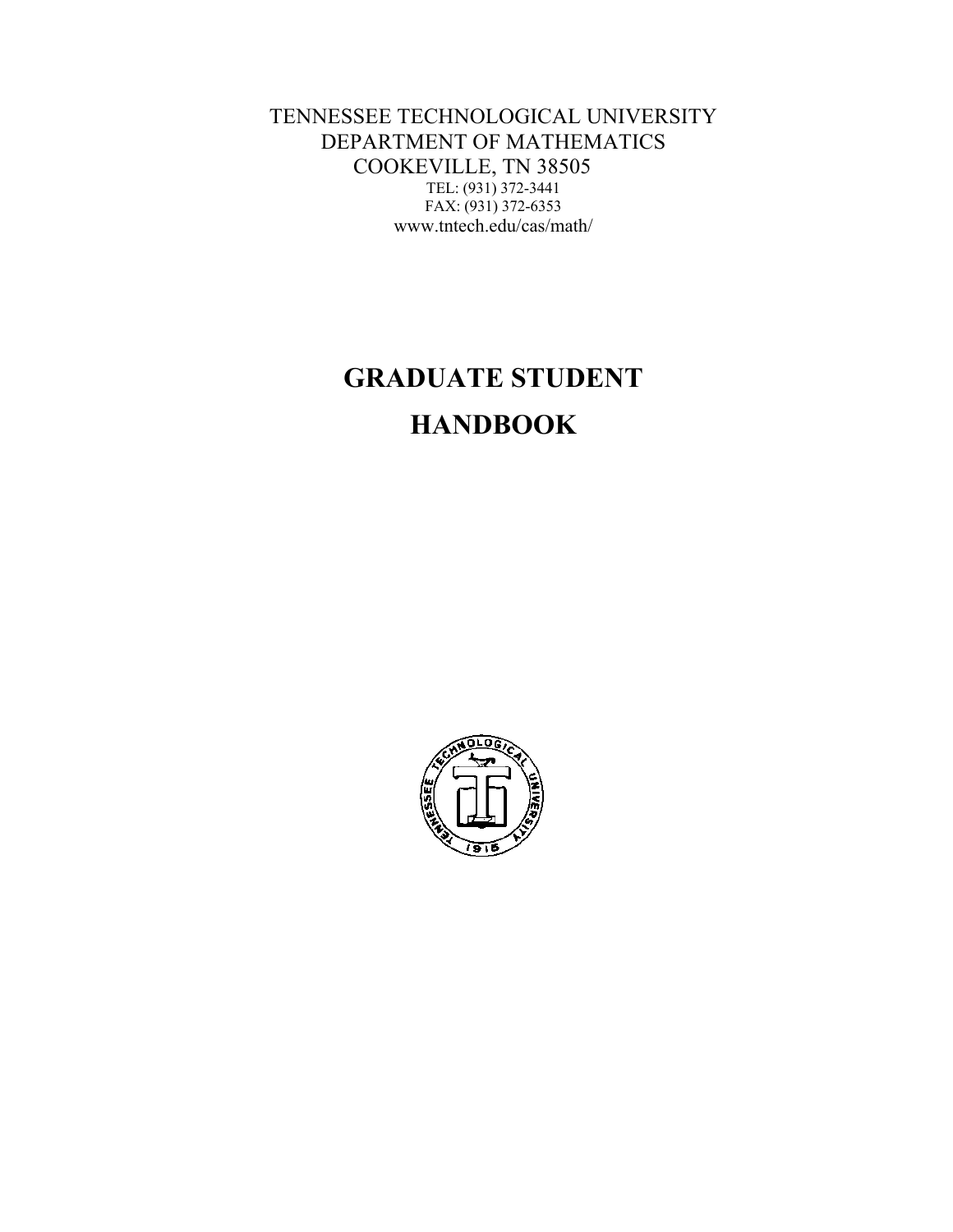TENNESSEE TECHNOLOGICAL UNIVERSITY
DEPARTMENT OF MATHEMATICS
COOKEVILLE, TN 38505
TEL: (931) 372-3441
FAX: (931) 372-6353
www.tntech.edu/cas/math/

# GRADUATE STUDENT HANDBOOK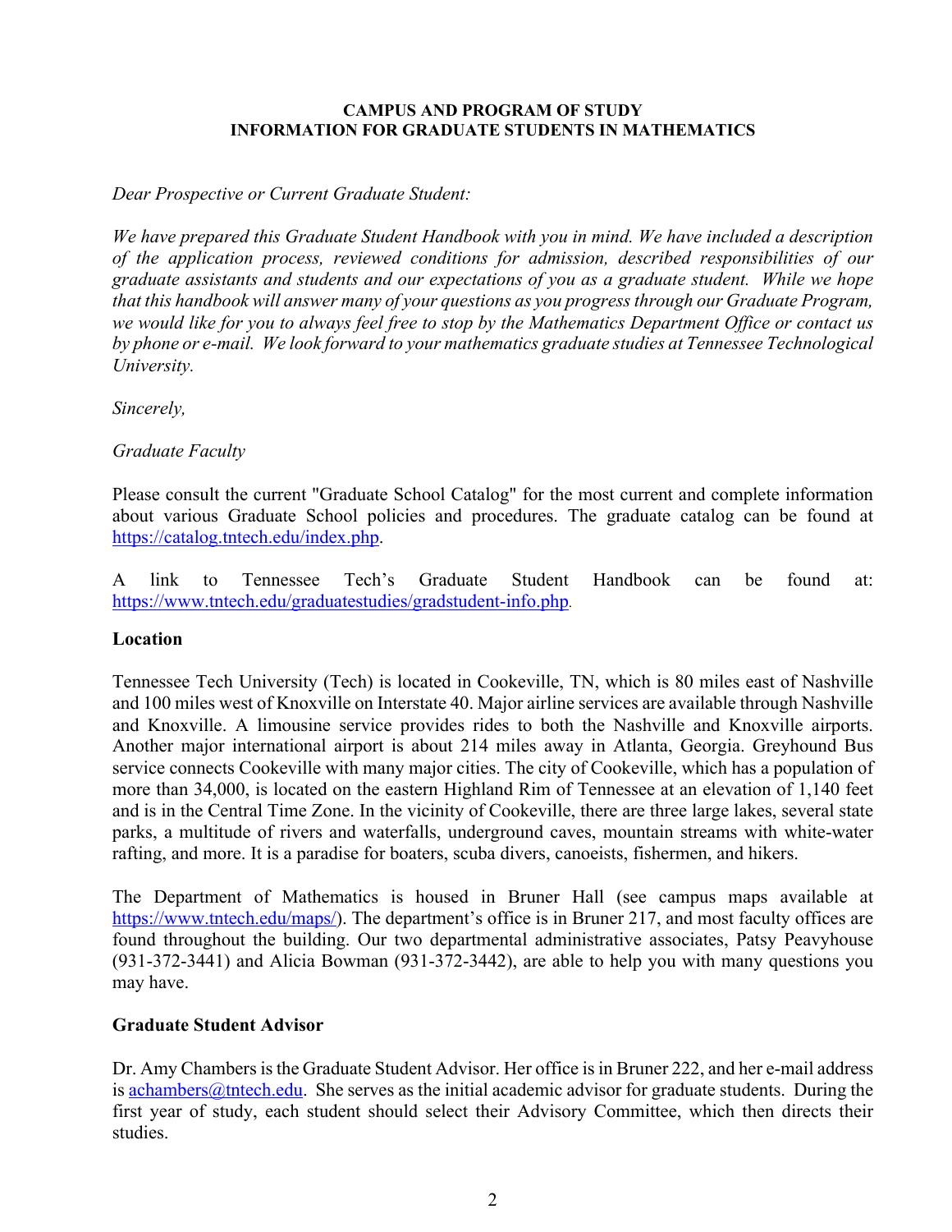**CAMPUS AND PROGRAM OF STUDY**
**INFORMATION FOR GRADUATE STUDENTS IN MATHEMATICS**

*Dear Prospective or Current Graduate Student:*

*We have prepared this Graduate Student Handbook with you in mind. We have included a description of the application process, reviewed conditions for admission, described responsibilities of our graduate assistants and students and our expectations of you as a graduate student. While we hope that this handbook will answer many of your questions as you progress through our Graduate Program, we would like for you to always feel free to stop by the Mathematics Department Office or contact us by phone or e-mail. We look forward to your mathematics graduate studies at Tennessee Technological University.*

*Sincerely,*

*Graduate Faculty*

Please consult the current "Graduate School Catalog" for the most current and complete information about various Graduate School policies and procedures. The graduate catalog can be found at https://catalog.tntech.edu/index.php.

A link to Tennessee Tech's Graduate Student Handbook can be found at: https://www.tntech.edu/graduatestudies/gradstudent-info.php.

**Location**

Tennessee Tech University (Tech) is located in Cookeville, TN, which is 80 miles east of Nashville and 100 miles west of Knoxville on Interstate 40. Major airline services are available through Nashville and Knoxville. A limousine service provides rides to both the Nashville and Knoxville airports. Another major international airport is about 214 miles away in Atlanta, Georgia. Greyhound Bus service connects Cookeville with many major cities. The city of Cookeville, which has a population of more than 34,000, is located on the eastern Highland Rim of Tennessee at an elevation of 1,140 feet and is in the Central Time Zone. In the vicinity of Cookeville, there are three large lakes, several state parks, a multitude of rivers and waterfalls, underground caves, mountain streams with white-water rafting, and more. It is a paradise for boaters, scuba divers, canoeists, fishermen, and hikers.

The Department of Mathematics is housed in Bruner Hall (see campus maps available at https://www.tntech.edu/maps/). The department's office is in Bruner 217, and most faculty offices are found throughout the building. Our two departmental administrative associates, Patsy Peavyhouse (931-372-3441) and Alicia Bowman (931-372-3442), are able to help you with many questions you may have.

**Graduate Student Advisor**

Dr. Amy Chambers is the Graduate Student Advisor. Her office is in Bruner 222, and her e-mail address is achambers@tntech.edu. She serves as the initial academic advisor for graduate students. During the first year of study, each student should select their Advisory Committee, which then directs their studies.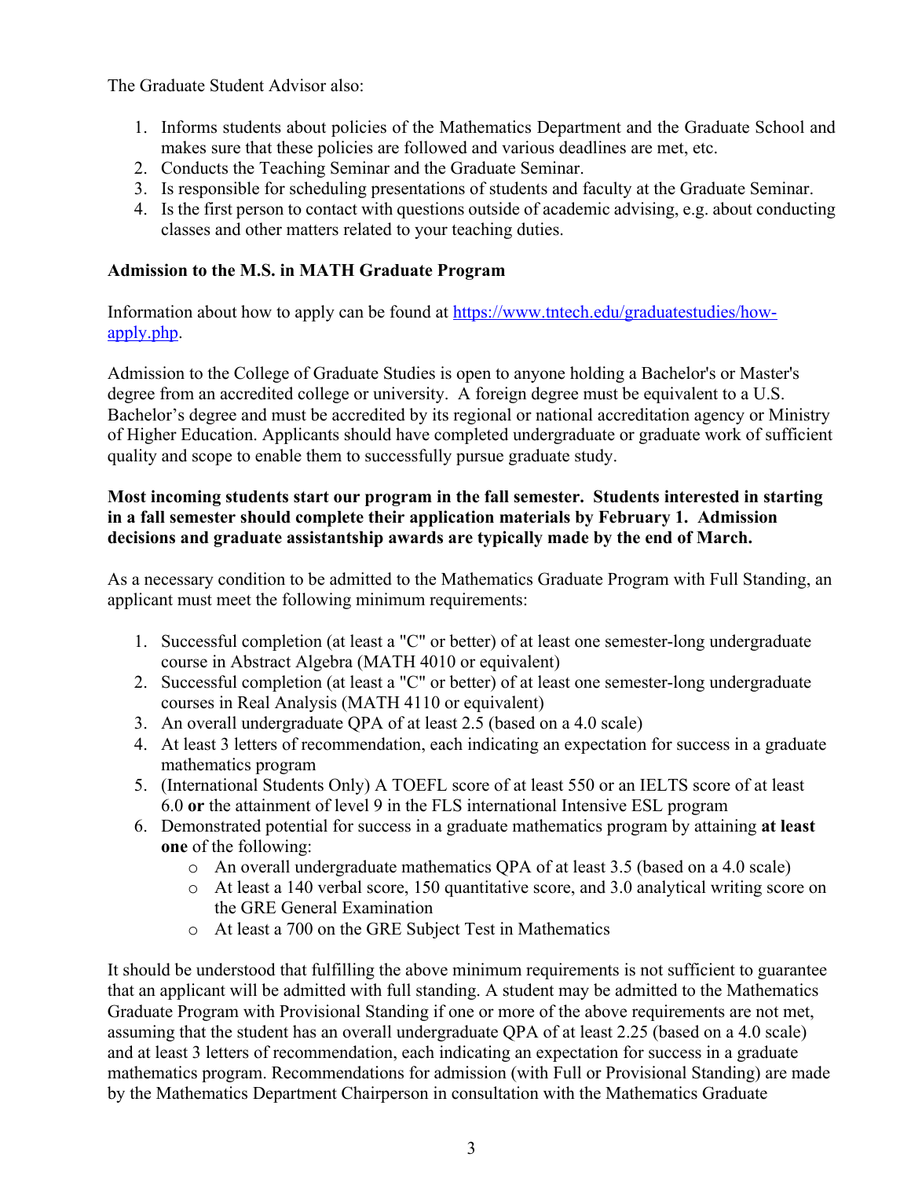The Graduate Student Advisor also:

1. Informs students about policies of the Mathematics Department and the Graduate School and makes sure that these policies are followed and various deadlines are met, etc.
2. Conducts the Teaching Seminar and the Graduate Seminar.
3. Is responsible for scheduling presentations of students and faculty at the Graduate Seminar.
4. Is the first person to contact with questions outside of academic advising, e.g. about conducting classes and other matters related to your teaching duties.

**Admission to the M.S. in MATH Graduate Program**

Information about how to apply can be found at [https://www.tntech.edu/graduatestudies/how-apply.php](https://www.tntech.edu/graduatestudies/how-apply.php).

Admission to the College of Graduate Studies is open to anyone holding a Bachelor's or Master's degree from an accredited college or university. A foreign degree must be equivalent to a U.S. Bachelor's degree and must be accredited by its regional or national accreditation agency or Ministry of Higher Education. Applicants should have completed undergraduate or graduate work of sufficient quality and scope to enable them to successfully pursue graduate study.

**Most incoming students start our program in the fall semester. Students interested in starting in a fall semester should complete their application materials by February 1. Admission decisions and graduate assistantship awards are typically made by the end of March.**

As a necessary condition to be admitted to the Mathematics Graduate Program with Full Standing, an applicant must meet the following minimum requirements:

1. Successful completion (at least a "C" or better) of at least one semester-long undergraduate course in Abstract Algebra (MATH 4010 or equivalent)
2. Successful completion (at least a "C" or better) of at least one semester-long undergraduate courses in Real Analysis (MATH 4110 or equivalent)
3. An overall undergraduate QPA of at least 2.5 (based on a 4.0 scale)
4. At least 3 letters of recommendation, each indicating an expectation for success in a graduate mathematics program
5. (International Students Only) A TOEFL score of at least 550 or an IELTS score of at least 6.0 **or** the attainment of level 9 in the FLS international Intensive ESL program
6. Demonstrated potential for success in a graduate mathematics program by attaining **at least one** of the following:
   - An overall undergraduate mathematics QPA of at least 3.5 (based on a 4.0 scale)
   - At least a 140 verbal score, 150 quantitative score, and 3.0 analytical writing score on the GRE General Examination
   - At least a 700 on the GRE Subject Test in Mathematics

It should be understood that fulfilling the above minimum requirements is not sufficient to guarantee that an applicant will be admitted with full standing. A student may be admitted to the Mathematics Graduate Program with Provisional Standing if one or more of the above requirements are not met, assuming that the student has an overall undergraduate QPA of at least 2.25 (based on a 4.0 scale) and at least 3 letters of recommendation, each indicating an expectation for success in a graduate mathematics program. Recommendations for admission (with Full or Provisional Standing) are made by the Mathematics Department Chairperson in consultation with the Mathematics Graduate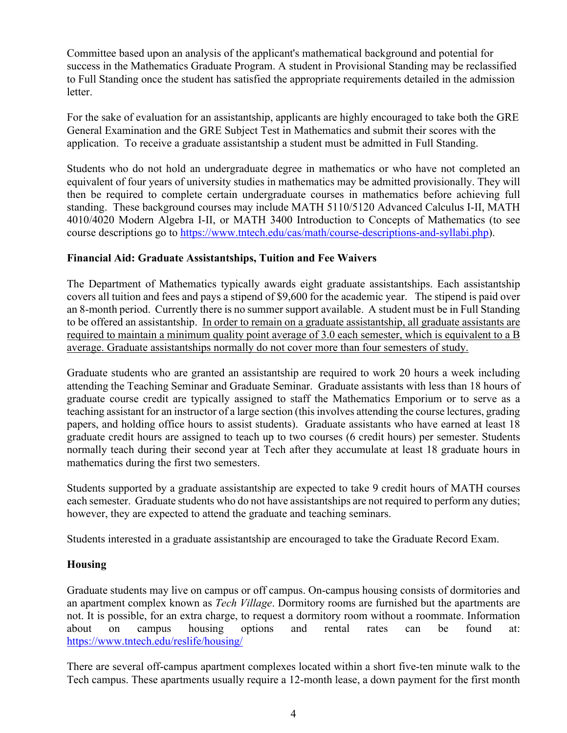Committee based upon an analysis of the applicant's mathematical background and potential for success in the Mathematics Graduate Program. A student in Provisional Standing may be reclassified to Full Standing once the student has satisfied the appropriate requirements detailed in the admission letter.

For the sake of evaluation for an assistantship, applicants are highly encouraged to take both the GRE General Examination and the GRE Subject Test in Mathematics and submit their scores with the application. To receive a graduate assistantship a student must be admitted in Full Standing.

Students who do not hold an undergraduate degree in mathematics or who have not completed an equivalent of four years of university studies in mathematics may be admitted provisionally. They will then be required to complete certain undergraduate courses in mathematics before achieving full standing. These background courses may include MATH 5110/5120 Advanced Calculus I-II, MATH 4010/4020 Modern Algebra I-II, or MATH 3400 Introduction to Concepts of Mathematics (to see course descriptions go to https://www.tntech.edu/cas/math/course-descriptions-and-syllabi.php).

**Financial Aid: Graduate Assistantships, Tuition and Fee Waivers**

The Department of Mathematics typically awards eight graduate assistantships. Each assistantship covers all tuition and fees and pays a stipend of $9,600 for the academic year. The stipend is paid over an 8-month period. Currently there is no summer support available. A student must be in Full Standing to be offered an assistantship. <u>In order to remain on a graduate assistantship, all graduate assistants are required to maintain a minimum quality point average of 3.0 each semester, which is equivalent to a B average. Graduate assistantships normally do not cover more than four semesters of study.</u>

Graduate students who are granted an assistantship are required to work 20 hours a week including attending the Teaching Seminar and Graduate Seminar. Graduate assistants with less than 18 hours of graduate course credit are typically assigned to staff the Mathematics Emporium or to serve as a teaching assistant for an instructor of a large section (this involves attending the course lectures, grading papers, and holding office hours to assist students). Graduate assistants who have earned at least 18 graduate credit hours are assigned to teach up to two courses (6 credit hours) per semester. Students normally teach during their second year at Tech after they accumulate at least 18 graduate hours in mathematics during the first two semesters.

Students supported by a graduate assistantship are expected to take 9 credit hours of MATH courses each semester. Graduate students who do not have assistantships are not required to perform any duties; however, they are expected to attend the graduate and teaching seminars.

Students interested in a graduate assistantship are encouraged to take the Graduate Record Exam.

**Housing**

Graduate students may live on campus or off campus. On-campus housing consists of dormitories and an apartment complex known as *Tech Village*. Dormitory rooms are furnished but the apartments are not. It is possible, for an extra charge, to request a dormitory room without a roommate. Information about on campus housing options and rental rates can be found at: https://www.tntech.edu/reslife/housing/

There are several off-campus apartment complexes located within a short five-ten minute walk to the Tech campus. These apartments usually require a 12-month lease, a down payment for the first month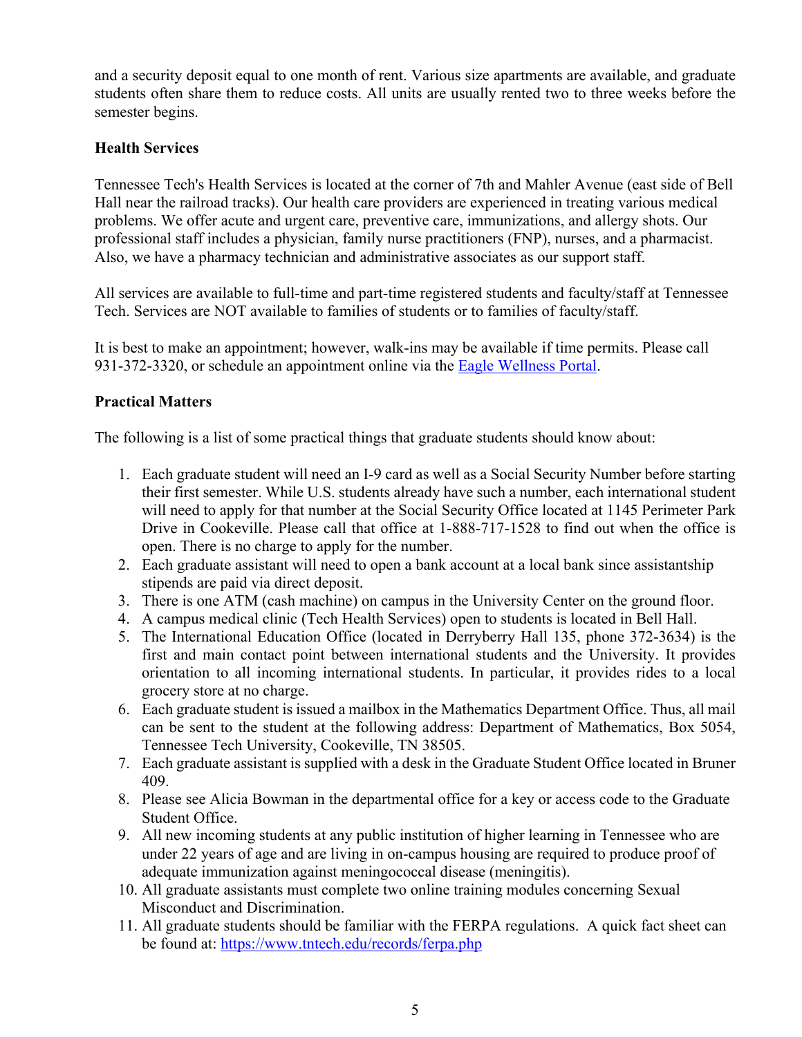and a security deposit equal to one month of rent. Various size apartments are available, and graduate students often share them to reduce costs. All units are usually rented two to three weeks before the semester begins.

**Health Services**

Tennessee Tech's Health Services is located at the corner of 7th and Mahler Avenue (east side of Bell Hall near the railroad tracks). Our health care providers are experienced in treating various medical problems. We offer acute and urgent care, preventive care, immunizations, and allergy shots. Our professional staff includes a physician, family nurse practitioners (FNP), nurses, and a pharmacist. Also, we have a pharmacy technician and administrative associates as our support staff.

All services are available to full-time and part-time registered students and faculty/staff at Tennessee Tech. Services are NOT available to families of students or to families of faculty/staff.

It is best to make an appointment; however, walk-ins may be available if time permits. Please call 931-372-3320, or schedule an appointment online via the Eagle Wellness Portal.

**Practical Matters**

The following is a list of some practical things that graduate students should know about:

1. Each graduate student will need an I-9 card as well as a Social Security Number before starting their first semester. While U.S. students already have such a number, each international student will need to apply for that number at the Social Security Office located at 1145 Perimeter Park Drive in Cookeville. Please call that office at 1-888-717-1528 to find out when the office is open. There is no charge to apply for the number.
2. Each graduate assistant will need to open a bank account at a local bank since assistantship stipends are paid via direct deposit.
3. There is one ATM (cash machine) on campus in the University Center on the ground floor.
4. A campus medical clinic (Tech Health Services) open to students is located in Bell Hall.
5. The International Education Office (located in Derryberry Hall 135, phone 372-3634) is the first and main contact point between international students and the University. It provides orientation to all incoming international students. In particular, it provides rides to a local grocery store at no charge.
6. Each graduate student is issued a mailbox in the Mathematics Department Office. Thus, all mail can be sent to the student at the following address: Department of Mathematics, Box 5054, Tennessee Tech University, Cookeville, TN 38505.
7. Each graduate assistant is supplied with a desk in the Graduate Student Office located in Bruner 409.
8. Please see Alicia Bowman in the departmental office for a key or access code to the Graduate Student Office.
9. All new incoming students at any public institution of higher learning in Tennessee who are under 22 years of age and are living in on-campus housing are required to produce proof of adequate immunization against meningococcal disease (meningitis).
10. All graduate assistants must complete two online training modules concerning Sexual Misconduct and Discrimination.
11. All graduate students should be familiar with the FERPA regulations. A quick fact sheet can be found at: https://www.tntech.edu/records/ferpa.php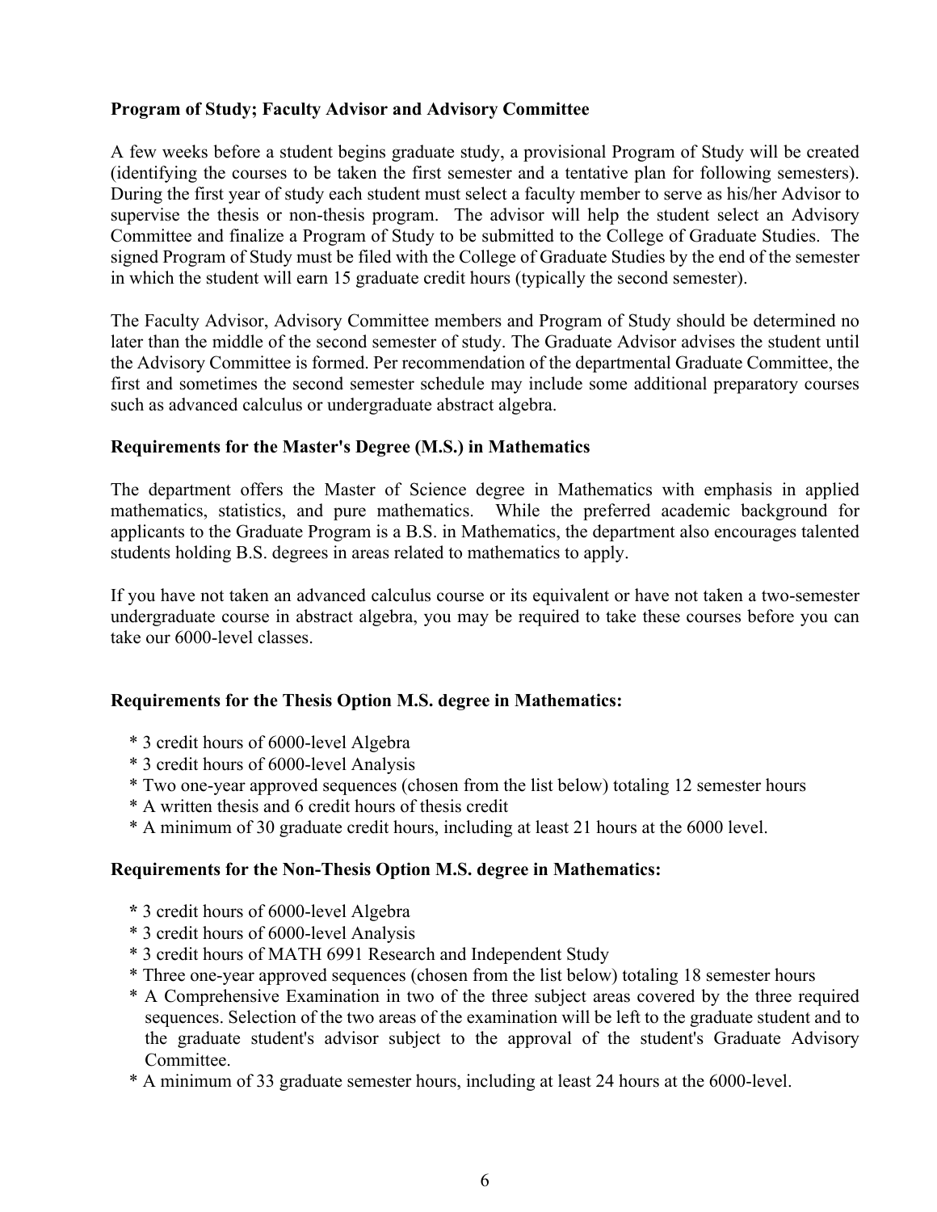**Program of Study; Faculty Advisor and Advisory Committee**

A few weeks before a student begins graduate study, a provisional Program of Study will be created (identifying the courses to be taken the first semester and a tentative plan for following semesters). During the first year of study each student must select a faculty member to serve as his/her Advisor to supervise the thesis or non-thesis program. The advisor will help the student select an Advisory Committee and finalize a Program of Study to be submitted to the College of Graduate Studies. The signed Program of Study must be filed with the College of Graduate Studies by the end of the semester in which the student will earn 15 graduate credit hours (typically the second semester).

The Faculty Advisor, Advisory Committee members and Program of Study should be determined no later than the middle of the second semester of study. The Graduate Advisor advises the student until the Advisory Committee is formed. Per recommendation of the departmental Graduate Committee, the first and sometimes the second semester schedule may include some additional preparatory courses such as advanced calculus or undergraduate abstract algebra.

**Requirements for the Master's Degree (M.S.) in Mathematics**

The department offers the Master of Science degree in Mathematics with emphasis in applied mathematics, statistics, and pure mathematics. While the preferred academic background for applicants to the Graduate Program is a B.S. in Mathematics, the department also encourages talented students holding B.S. degrees in areas related to mathematics to apply.

If you have not taken an advanced calculus course or its equivalent or have not taken a two-semester undergraduate course in abstract algebra, you may be required to take these courses before you can take our 6000-level classes.

**Requirements for the Thesis Option M.S. degree in Mathematics:**

* 3 credit hours of 6000-level Algebra
* 3 credit hours of 6000-level Analysis
* Two one-year approved sequences (chosen from the list below) totaling 12 semester hours
* A written thesis and 6 credit hours of thesis credit
* A minimum of 30 graduate credit hours, including at least 21 hours at the 6000 level.

**Requirements for the Non-Thesis Option M.S. degree in Mathematics:**

* 3 credit hours of 6000-level Algebra
* 3 credit hours of 6000-level Analysis
* 3 credit hours of MATH 6991 Research and Independent Study
* Three one-year approved sequences (chosen from the list below) totaling 18 semester hours
* A Comprehensive Examination in two of the three subject areas covered by the three required sequences. Selection of the two areas of the examination will be left to the graduate student and to the graduate student's advisor subject to the approval of the student's Graduate Advisory Committee.
* A minimum of 33 graduate semester hours, including at least 24 hours at the 6000-level.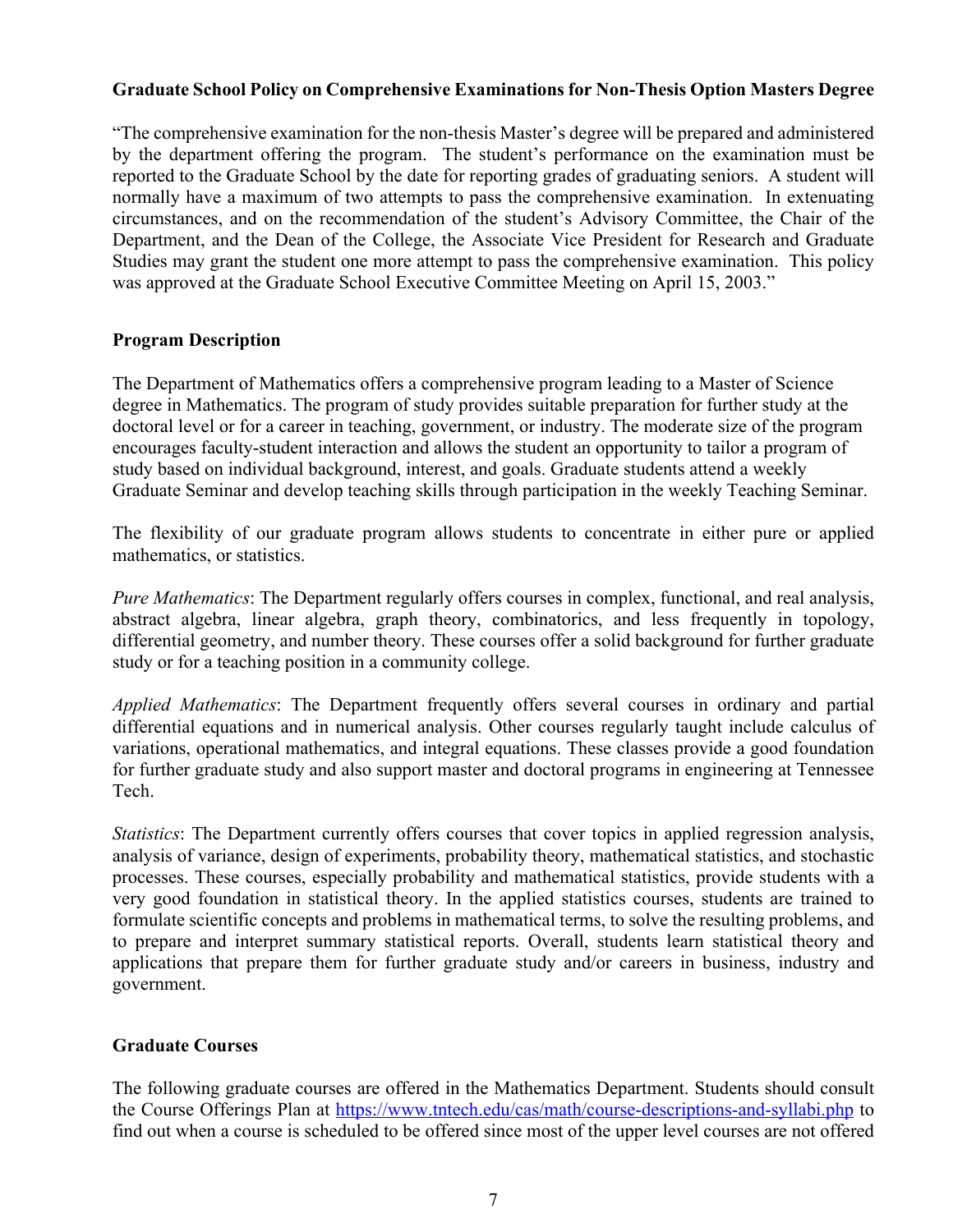**Graduate School Policy on Comprehensive Examinations for Non-Thesis Option Masters Degree**

"The comprehensive examination for the non-thesis Master's degree will be prepared and administered by the department offering the program. The student's performance on the examination must be reported to the Graduate School by the date for reporting grades of graduating seniors. A student will normally have a maximum of two attempts to pass the comprehensive examination. In extenuating circumstances, and on the recommendation of the student's Advisory Committee, the Chair of the Department, and the Dean of the College, the Associate Vice President for Research and Graduate Studies may grant the student one more attempt to pass the comprehensive examination. This policy was approved at the Graduate School Executive Committee Meeting on April 15, 2003."

**Program Description**

The Department of Mathematics offers a comprehensive program leading to a Master of Science degree in Mathematics. The program of study provides suitable preparation for further study at the doctoral level or for a career in teaching, government, or industry. The moderate size of the program encourages faculty-student interaction and allows the student an opportunity to tailor a program of study based on individual background, interest, and goals. Graduate students attend a weekly Graduate Seminar and develop teaching skills through participation in the weekly Teaching Seminar.

The flexibility of our graduate program allows students to concentrate in either pure or applied mathematics, or statistics.

*Pure Mathematics*: The Department regularly offers courses in complex, functional, and real analysis, abstract algebra, linear algebra, graph theory, combinatorics, and less frequently in topology, differential geometry, and number theory. These courses offer a solid background for further graduate study or for a teaching position in a community college.

*Applied Mathematics*: The Department frequently offers several courses in ordinary and partial differential equations and in numerical analysis. Other courses regularly taught include calculus of variations, operational mathematics, and integral equations. These classes provide a good foundation for further graduate study and also support master and doctoral programs in engineering at Tennessee Tech.

*Statistics*: The Department currently offers courses that cover topics in applied regression analysis, analysis of variance, design of experiments, probability theory, mathematical statistics, and stochastic processes. These courses, especially probability and mathematical statistics, provide students with a very good foundation in statistical theory. In the applied statistics courses, students are trained to formulate scientific concepts and problems in mathematical terms, to solve the resulting problems, and to prepare and interpret summary statistical reports. Overall, students learn statistical theory and applications that prepare them for further graduate study and/or careers in business, industry and government.

**Graduate Courses**

The following graduate courses are offered in the Mathematics Department. Students should consult the Course Offerings Plan at [https://www.tntech.edu/cas/math/course-descriptions-and-syllabi.php](https://www.tntech.edu/cas/math/course-descriptions-and-syllabi.php) to find out when a course is scheduled to be offered since most of the upper level courses are not offered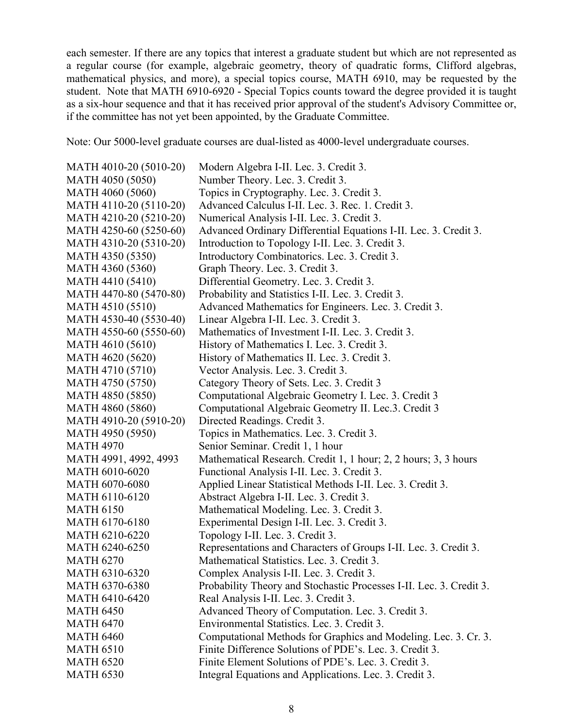each semester. If there are any topics that interest a graduate student but which are not represented as a regular course (for example, algebraic geometry, theory of quadratic forms, Clifford algebras, mathematical physics, and more), a special topics course, MATH 6910, may be requested by the student. Note that MATH 6910-6920 - Special Topics counts toward the degree provided it is taught as a six-hour sequence and that it has received prior approval of the student's Advisory Committee or, if the committee has not yet been appointed, by the Graduate Committee.

Note: Our 5000-level graduate courses are dual-listed as 4000-level undergraduate courses.

| | |
|---|---|
| MATH 4010-20 (5010-20) | Modern Algebra I-II. Lec. 3. Credit 3. |
| MATH 4050 (5050) | Number Theory. Lec. 3. Credit 3. |
| MATH 4060 (5060) | Topics in Cryptography. Lec. 3. Credit 3. |
| MATH 4110-20 (5110-20) | Advanced Calculus I-II. Lec. 3. Rec. 1. Credit 3. |
| MATH 4210-20 (5210-20) | Numerical Analysis I-II. Lec. 3. Credit 3. |
| MATH 4250-60 (5250-60) | Advanced Ordinary Differential Equations I-II. Lec. 3. Credit 3. |
| MATH 4310-20 (5310-20) | Introduction to Topology I-II. Lec. 3. Credit 3. |
| MATH 4350 (5350) | Introductory Combinatorics. Lec. 3. Credit 3. |
| MATH 4360 (5360) | Graph Theory. Lec. 3. Credit 3. |
| MATH 4410 (5410) | Differential Geometry. Lec. 3. Credit 3. |
| MATH 4470-80 (5470-80) | Probability and Statistics I-II. Lec. 3. Credit 3. |
| MATH 4510 (5510) | Advanced Mathematics for Engineers. Lec. 3. Credit 3. |
| MATH 4530-40 (5530-40) | Linear Algebra I-II. Lec. 3. Credit 3. |
| MATH 4550-60 (5550-60) | Mathematics of Investment I-II. Lec. 3. Credit 3. |
| MATH 4610 (5610) | History of Mathematics I. Lec. 3. Credit 3. |
| MATH 4620 (5620) | History of Mathematics II. Lec. 3. Credit 3. |
| MATH 4710 (5710) | Vector Analysis. Lec. 3. Credit 3. |
| MATH 4750 (5750) | Category Theory of Sets. Lec. 3. Credit 3 |
| MATH 4850 (5850) | Computational Algebraic Geometry I. Lec. 3. Credit 3 |
| MATH 4860 (5860) | Computational Algebraic Geometry II. Lec.3. Credit 3 |
| MATH 4910-20 (5910-20) | Directed Readings. Credit 3. |
| MATH 4950 (5950) | Topics in Mathematics. Lec. 3. Credit 3. |
| MATH 4970 | Senior Seminar. Credit 1, 1 hour |
| MATH 4991, 4992, 4993 | Mathematical Research. Credit 1, 1 hour; 2, 2 hours; 3, 3 hours |
| MATH 6010-6020 | Functional Analysis I-II. Lec. 3. Credit 3. |
| MATH 6070-6080 | Applied Linear Statistical Methods I-II. Lec. 3. Credit 3. |
| MATH 6110-6120 | Abstract Algebra I-II. Lec. 3. Credit 3. |
| MATH 6150 | Mathematical Modeling. Lec. 3. Credit 3. |
| MATH 6170-6180 | Experimental Design I-II. Lec. 3. Credit 3. |
| MATH 6210-6220 | Topology I-II. Lec. 3. Credit 3. |
| MATH 6240-6250 | Representations and Characters of Groups I-II. Lec. 3. Credit 3. |
| MATH 6270 | Mathematical Statistics. Lec. 3. Credit 3. |
| MATH 6310-6320 | Complex Analysis I-II. Lec. 3. Credit 3. |
| MATH 6370-6380 | Probability Theory and Stochastic Processes I-II. Lec. 3. Credit 3. |
| MATH 6410-6420 | Real Analysis I-II. Lec. 3. Credit 3. |
| MATH 6450 | Advanced Theory of Computation. Lec. 3. Credit 3. |
| MATH 6470 | Environmental Statistics. Lec. 3. Credit 3. |
| MATH 6460 | Computational Methods for Graphics and Modeling. Lec. 3. Cr. 3. |
| MATH 6510 | Finite Difference Solutions of PDE's. Lec. 3. Credit 3. |
| MATH 6520 | Finite Element Solutions of PDE's. Lec. 3. Credit 3. |
| MATH 6530 | Integral Equations and Applications. Lec. 3. Credit 3. |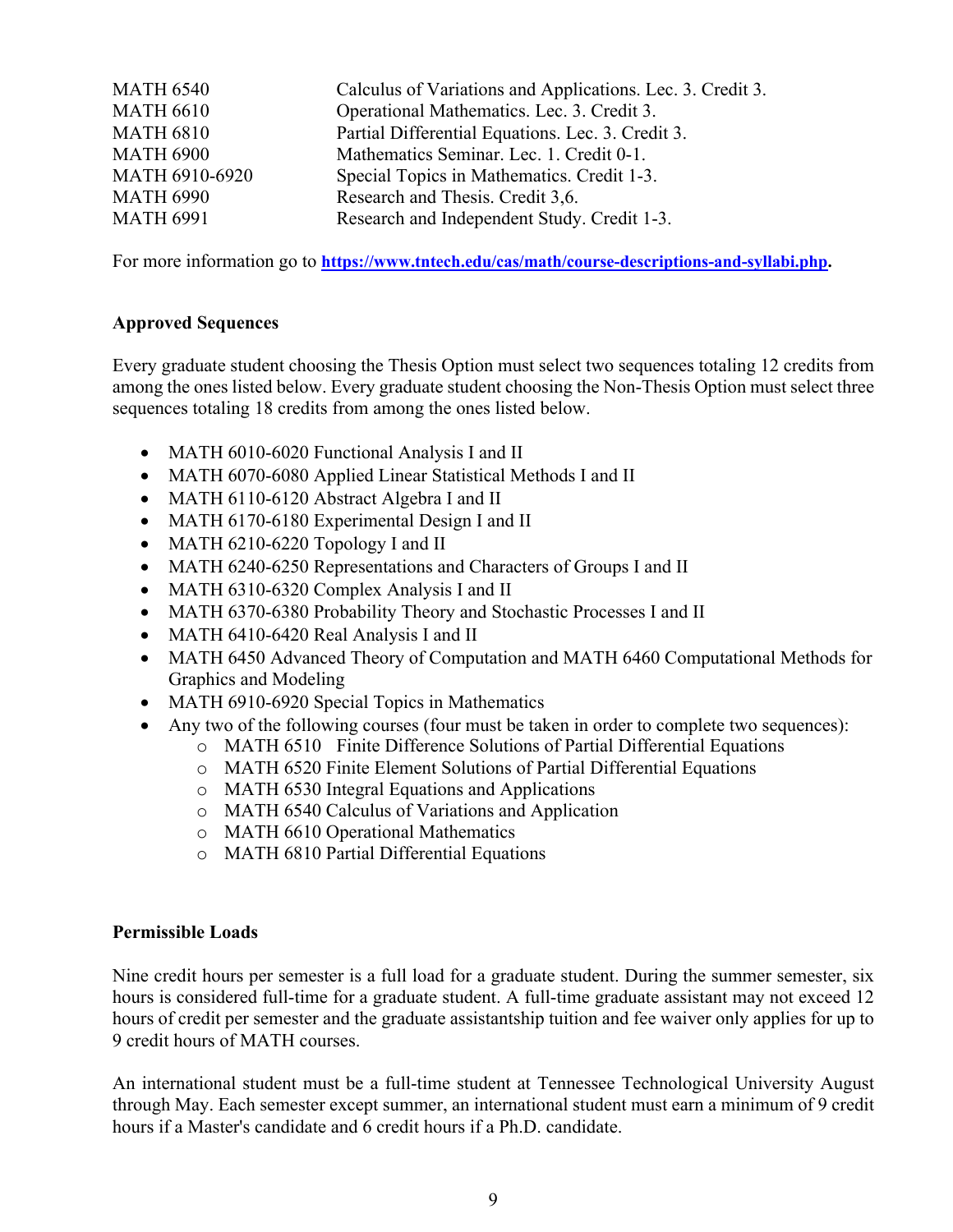| | |
|---|---|
| MATH 6540 | Calculus of Variations and Applications. Lec. 3. Credit 3. |
| MATH 6610 | Operational Mathematics. Lec. 3. Credit 3. |
| MATH 6810 | Partial Differential Equations. Lec. 3. Credit 3. |
| MATH 6900 | Mathematics Seminar. Lec. 1. Credit 0-1. |
| MATH 6910-6920 | Special Topics in Mathematics. Credit 1-3. |
| MATH 6990 | Research and Thesis. Credit 3,6. |
| MATH 6991 | Research and Independent Study. Credit 1-3. |

For more information go to **https://www.tntech.edu/cas/math/course-descriptions-and-syllabi.php**.

## Approved Sequences

Every graduate student choosing the Thesis Option must select two sequences totaling 12 credits from among the ones listed below. Every graduate student choosing the Non-Thesis Option must select three sequences totaling 18 credits from among the ones listed below.

- MATH 6010-6020 Functional Analysis I and II
- MATH 6070-6080 Applied Linear Statistical Methods I and II
- MATH 6110-6120 Abstract Algebra I and II
- MATH 6170-6180 Experimental Design I and II
- MATH 6210-6220 Topology I and II
- MATH 6240-6250 Representations and Characters of Groups I and II
- MATH 6310-6320 Complex Analysis I and II
- MATH 6370-6380 Probability Theory and Stochastic Processes I and II
- MATH 6410-6420 Real Analysis I and II
- MATH 6450 Advanced Theory of Computation and MATH 6460 Computational Methods for Graphics and Modeling
- MATH 6910-6920 Special Topics in Mathematics
- Any two of the following courses (four must be taken in order to complete two sequences):
  - MATH 6510 Finite Difference Solutions of Partial Differential Equations
  - MATH 6520 Finite Element Solutions of Partial Differential Equations
  - MATH 6530 Integral Equations and Applications
  - MATH 6540 Calculus of Variations and Application
  - MATH 6610 Operational Mathematics
  - MATH 6810 Partial Differential Equations

## Permissible Loads

Nine credit hours per semester is a full load for a graduate student. During the summer semester, six hours is considered full-time for a graduate student. A full-time graduate assistant may not exceed 12 hours of credit per semester and the graduate assistantship tuition and fee waiver only applies for up to 9 credit hours of MATH courses.

An international student must be a full-time student at Tennessee Technological University August through May. Each semester except summer, an international student must earn a minimum of 9 credit hours if a Master's candidate and 6 credit hours if a Ph.D. candidate.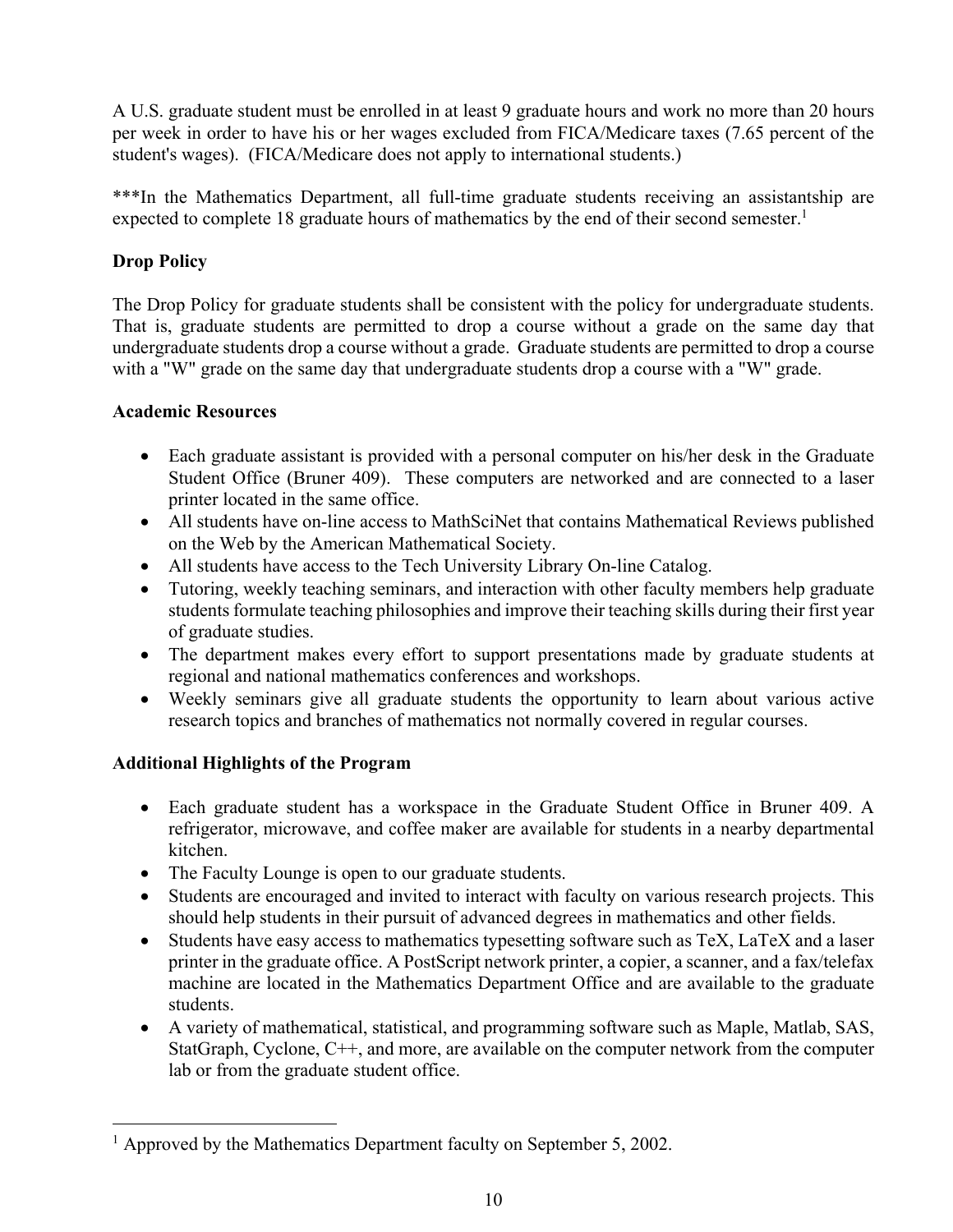A U.S. graduate student must be enrolled in at least 9 graduate hours and work no more than 20 hours per week in order to have his or her wages excluded from FICA/Medicare taxes (7.65 percent of the student's wages). (FICA/Medicare does not apply to international students.)

***In the Mathematics Department, all full-time graduate students receiving an assistantship are expected to complete 18 graduate hours of mathematics by the end of their second semester.[1]

**Drop Policy**

The Drop Policy for graduate students shall be consistent with the policy for undergraduate students. That is, graduate students are permitted to drop a course without a grade on the same day that undergraduate students drop a course without a grade. Graduate students are permitted to drop a course with a "W" grade on the same day that undergraduate students drop a course with a "W" grade.

**Academic Resources**

- Each graduate assistant is provided with a personal computer on his/her desk in the Graduate Student Office (Bruner 409). These computers are networked and are connected to a laser printer located in the same office.
- All students have on-line access to MathSciNet that contains Mathematical Reviews published on the Web by the American Mathematical Society.
- All students have access to the Tech University Library On-line Catalog.
- Tutoring, weekly teaching seminars, and interaction with other faculty members help graduate students formulate teaching philosophies and improve their teaching skills during their first year of graduate studies.
- The department makes every effort to support presentations made by graduate students at regional and national mathematics conferences and workshops.
- Weekly seminars give all graduate students the opportunity to learn about various active research topics and branches of mathematics not normally covered in regular courses.

**Additional Highlights of the Program**

- Each graduate student has a workspace in the Graduate Student Office in Bruner 409. A refrigerator, microwave, and coffee maker are available for students in a nearby departmental kitchen.
- The Faculty Lounge is open to our graduate students.
- Students are encouraged and invited to interact with faculty on various research projects. This should help students in their pursuit of advanced degrees in mathematics and other fields.
- Students have easy access to mathematics typesetting software such as TeX, LaTeX and a laser printer in the graduate office. A PostScript network printer, a copier, a scanner, and a fax/telefax machine are located in the Mathematics Department Office and are available to the graduate students.
- A variety of mathematical, statistical, and programming software such as Maple, Matlab, SAS, StatGraph, Cyclone, C++, and more, are available on the computer network from the computer lab or from the graduate student office.

---

[1] Approved by the Mathematics Department faculty on September 5, 2002.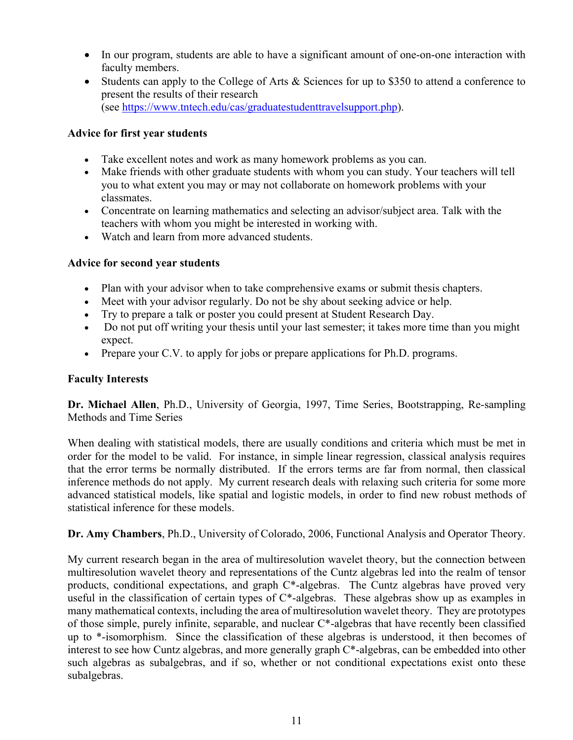- In our program, students are able to have a significant amount of one-on-one interaction with faculty members.
- Students can apply to the College of Arts & Sciences for up to $350 to attend a conference to present the results of their research (see https://www.tntech.edu/cas/graduatestudenttravelsupport.php).

**Advice for first year students**

- Take excellent notes and work as many homework problems as you can.
- Make friends with other graduate students with whom you can study. Your teachers will tell you to what extent you may or may not collaborate on homework problems with your classmates.
- Concentrate on learning mathematics and selecting an advisor/subject area. Talk with the teachers with whom you might be interested in working with.
- Watch and learn from more advanced students.

**Advice for second year students**

- Plan with your advisor when to take comprehensive exams or submit thesis chapters.
- Meet with your advisor regularly. Do not be shy about seeking advice or help.
- Try to prepare a talk or poster you could present at Student Research Day.
- Do not put off writing your thesis until your last semester; it takes more time than you might expect.
- Prepare your C.V. to apply for jobs or prepare applications for Ph.D. programs.

**Faculty Interests**

**Dr. Michael Allen**, Ph.D., University of Georgia, 1997, Time Series, Bootstrapping, Re-sampling Methods and Time Series

When dealing with statistical models, there are usually conditions and criteria which must be met in order for the model to be valid. For instance, in simple linear regression, classical analysis requires that the error terms be normally distributed. If the errors terms are far from normal, then classical inference methods do not apply. My current research deals with relaxing such criteria for some more advanced statistical models, like spatial and logistic models, in order to find new robust methods of statistical inference for these models.

**Dr. Amy Chambers**, Ph.D., University of Colorado, 2006, Functional Analysis and Operator Theory.

My current research began in the area of multiresolution wavelet theory, but the connection between multiresolution wavelet theory and representations of the Cuntz algebras led into the realm of tensor products, conditional expectations, and graph C*-algebras. The Cuntz algebras have proved very useful in the classification of certain types of C*-algebras. These algebras show up as examples in many mathematical contexts, including the area of multiresolution wavelet theory. They are prototypes of those simple, purely infinite, separable, and nuclear C*-algebras that have recently been classified up to *-isomorphism. Since the classification of these algebras is understood, it then becomes of interest to see how Cuntz algebras, and more generally graph C*-algebras, can be embedded into other such algebras as subalgebras, and if so, whether or not conditional expectations exist onto these subalgebras.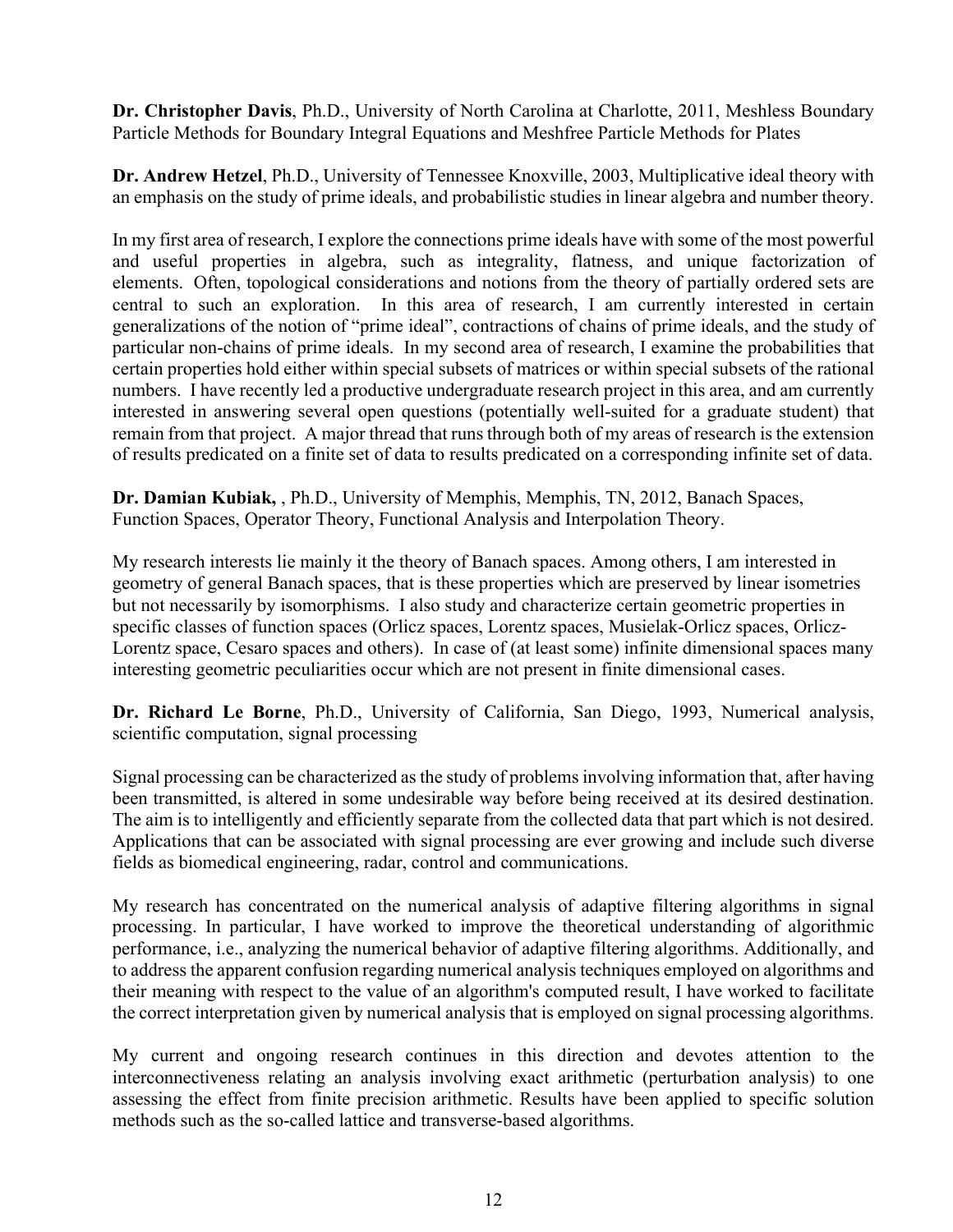**Dr. Christopher Davis**, Ph.D., University of North Carolina at Charlotte, 2011, Meshless Boundary Particle Methods for Boundary Integral Equations and Meshfree Particle Methods for Plates

**Dr. Andrew Hetzel**, Ph.D., University of Tennessee Knoxville, 2003, Multiplicative ideal theory with an emphasis on the study of prime ideals, and probabilistic studies in linear algebra and number theory.

In my first area of research, I explore the connections prime ideals have with some of the most powerful and useful properties in algebra, such as integrality, flatness, and unique factorization of elements. Often, topological considerations and notions from the theory of partially ordered sets are central to such an exploration. In this area of research, I am currently interested in certain generalizations of the notion of "prime ideal", contractions of chains of prime ideals, and the study of particular non-chains of prime ideals. In my second area of research, I examine the probabilities that certain properties hold either within special subsets of matrices or within special subsets of the rational numbers. I have recently led a productive undergraduate research project in this area, and am currently interested in answering several open questions (potentially well-suited for a graduate student) that remain from that project. A major thread that runs through both of my areas of research is the extension of results predicated on a finite set of data to results predicated on a corresponding infinite set of data.

**Dr. Damian Kubiak,** , Ph.D., University of Memphis, Memphis, TN, 2012, Banach Spaces, Function Spaces, Operator Theory, Functional Analysis and Interpolation Theory.

My research interests lie mainly it the theory of Banach spaces. Among others, I am interested in geometry of general Banach spaces, that is these properties which are preserved by linear isometries but not necessarily by isomorphisms. I also study and characterize certain geometric properties in specific classes of function spaces (Orlicz spaces, Lorentz spaces, Musielak-Orlicz spaces, Orlicz-Lorentz space, Cesaro spaces and others). In case of (at least some) infinite dimensional spaces many interesting geometric peculiarities occur which are not present in finite dimensional cases.

**Dr. Richard Le Borne**, Ph.D., University of California, San Diego, 1993, Numerical analysis, scientific computation, signal processing

Signal processing can be characterized as the study of problems involving information that, after having been transmitted, is altered in some undesirable way before being received at its desired destination. The aim is to intelligently and efficiently separate from the collected data that part which is not desired. Applications that can be associated with signal processing are ever growing and include such diverse fields as biomedical engineering, radar, control and communications.

My research has concentrated on the numerical analysis of adaptive filtering algorithms in signal processing. In particular, I have worked to improve the theoretical understanding of algorithmic performance, i.e., analyzing the numerical behavior of adaptive filtering algorithms. Additionally, and to address the apparent confusion regarding numerical analysis techniques employed on algorithms and their meaning with respect to the value of an algorithm's computed result, I have worked to facilitate the correct interpretation given by numerical analysis that is employed on signal processing algorithms.

My current and ongoing research continues in this direction and devotes attention to the interconnectiveness relating an analysis involving exact arithmetic (perturbation analysis) to one assessing the effect from finite precision arithmetic. Results have been applied to specific solution methods such as the so-called lattice and transverse-based algorithms.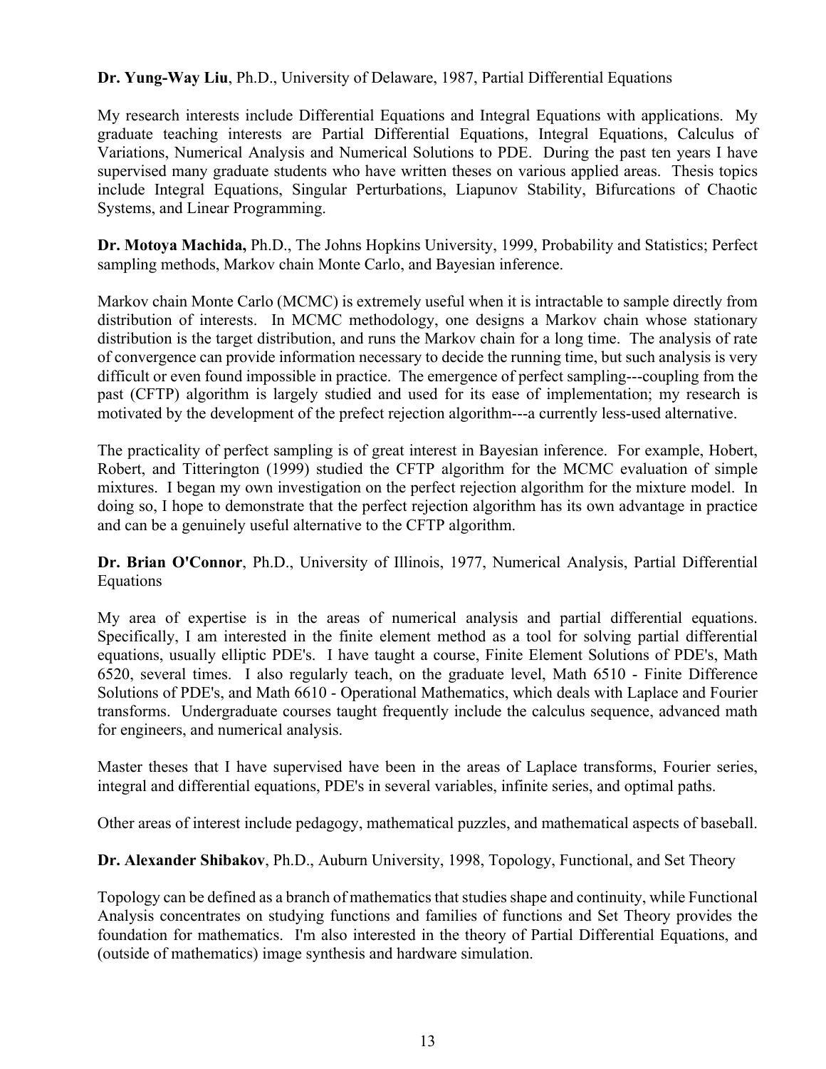**Dr. Yung-Way Liu**, Ph.D., University of Delaware, 1987, Partial Differential Equations

My research interests include Differential Equations and Integral Equations with applications. My graduate teaching interests are Partial Differential Equations, Integral Equations, Calculus of Variations, Numerical Analysis and Numerical Solutions to PDE. During the past ten years I have supervised many graduate students who have written theses on various applied areas. Thesis topics include Integral Equations, Singular Perturbations, Liapunov Stability, Bifurcations of Chaotic Systems, and Linear Programming.

**Dr. Motoya Machida,** Ph.D., The Johns Hopkins University, 1999, Probability and Statistics; Perfect sampling methods, Markov chain Monte Carlo, and Bayesian inference.

Markov chain Monte Carlo (MCMC) is extremely useful when it is intractable to sample directly from distribution of interests. In MCMC methodology, one designs a Markov chain whose stationary distribution is the target distribution, and runs the Markov chain for a long time. The analysis of rate of convergence can provide information necessary to decide the running time, but such analysis is very difficult or even found impossible in practice. The emergence of perfect sampling---coupling from the past (CFTP) algorithm is largely studied and used for its ease of implementation; my research is motivated by the development of the prefect rejection algorithm---a currently less-used alternative.

The practicality of perfect sampling is of great interest in Bayesian inference. For example, Hobert, Robert, and Titterington (1999) studied the CFTP algorithm for the MCMC evaluation of simple mixtures. I began my own investigation on the perfect rejection algorithm for the mixture model. In doing so, I hope to demonstrate that the perfect rejection algorithm has its own advantage in practice and can be a genuinely useful alternative to the CFTP algorithm.

**Dr. Brian O'Connor**, Ph.D., University of Illinois, 1977, Numerical Analysis, Partial Differential Equations

My area of expertise is in the areas of numerical analysis and partial differential equations. Specifically, I am interested in the finite element method as a tool for solving partial differential equations, usually elliptic PDE's. I have taught a course, Finite Element Solutions of PDE's, Math 6520, several times. I also regularly teach, on the graduate level, Math 6510 - Finite Difference Solutions of PDE's, and Math 6610 - Operational Mathematics, which deals with Laplace and Fourier transforms. Undergraduate courses taught frequently include the calculus sequence, advanced math for engineers, and numerical analysis.

Master theses that I have supervised have been in the areas of Laplace transforms, Fourier series, integral and differential equations, PDE's in several variables, infinite series, and optimal paths.

Other areas of interest include pedagogy, mathematical puzzles, and mathematical aspects of baseball.

**Dr. Alexander Shibakov**, Ph.D., Auburn University, 1998, Topology, Functional, and Set Theory

Topology can be defined as a branch of mathematics that studies shape and continuity, while Functional Analysis concentrates on studying functions and families of functions and Set Theory provides the foundation for mathematics. I'm also interested in the theory of Partial Differential Equations, and (outside of mathematics) image synthesis and hardware simulation.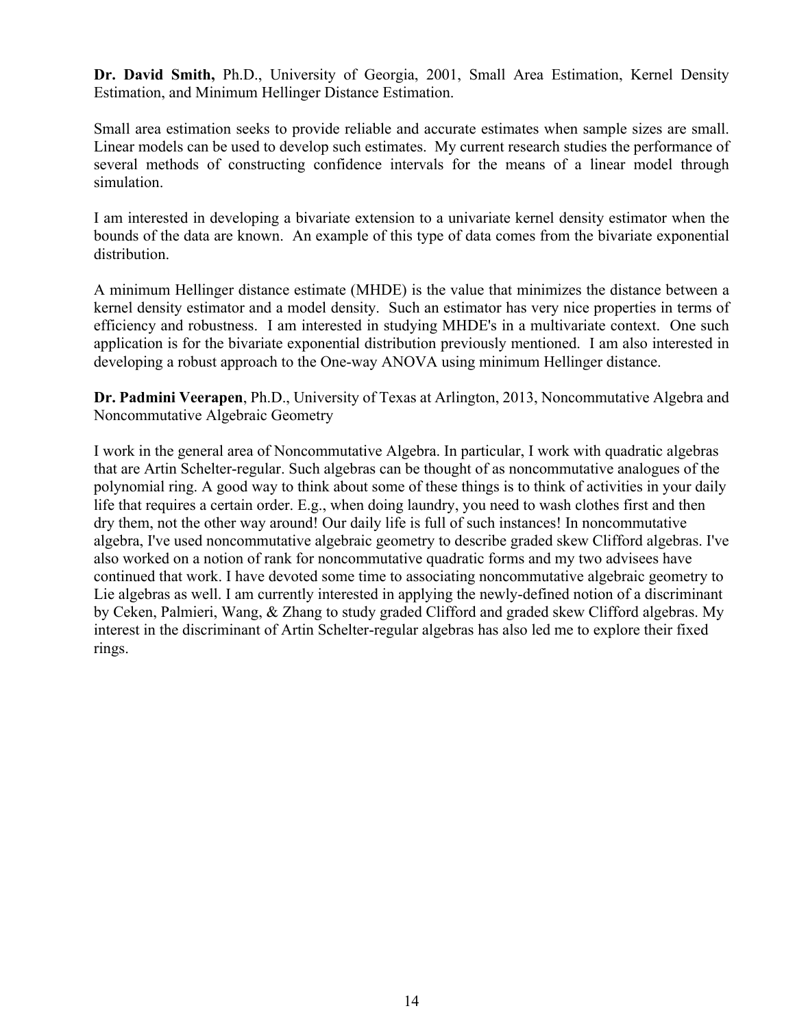**Dr. David Smith,** Ph.D., University of Georgia, 2001, Small Area Estimation, Kernel Density Estimation, and Minimum Hellinger Distance Estimation.

Small area estimation seeks to provide reliable and accurate estimates when sample sizes are small. Linear models can be used to develop such estimates. My current research studies the performance of several methods of constructing confidence intervals for the means of a linear model through simulation.

I am interested in developing a bivariate extension to a univariate kernel density estimator when the bounds of the data are known. An example of this type of data comes from the bivariate exponential distribution.

A minimum Hellinger distance estimate (MHDE) is the value that minimizes the distance between a kernel density estimator and a model density. Such an estimator has very nice properties in terms of efficiency and robustness. I am interested in studying MHDE's in a multivariate context. One such application is for the bivariate exponential distribution previously mentioned. I am also interested in developing a robust approach to the One-way ANOVA using minimum Hellinger distance.

**Dr. Padmini Veerapen**, Ph.D., University of Texas at Arlington, 2013, Noncommutative Algebra and Noncommutative Algebraic Geometry

I work in the general area of Noncommutative Algebra. In particular, I work with quadratic algebras that are Artin Schelter-regular. Such algebras can be thought of as noncommutative analogues of the polynomial ring. A good way to think about some of these things is to think of activities in your daily life that requires a certain order. E.g., when doing laundry, you need to wash clothes first and then dry them, not the other way around! Our daily life is full of such instances! In noncommutative algebra, I've used noncommutative algebraic geometry to describe graded skew Clifford algebras. I've also worked on a notion of rank for noncommutative quadratic forms and my two advisees have continued that work. I have devoted some time to associating noncommutative algebraic geometry to Lie algebras as well. I am currently interested in applying the newly-defined notion of a discriminant by Ceken, Palmieri, Wang, & Zhang to study graded Clifford and graded skew Clifford algebras. My interest in the discriminant of Artin Schelter-regular algebras has also led me to explore their fixed rings.